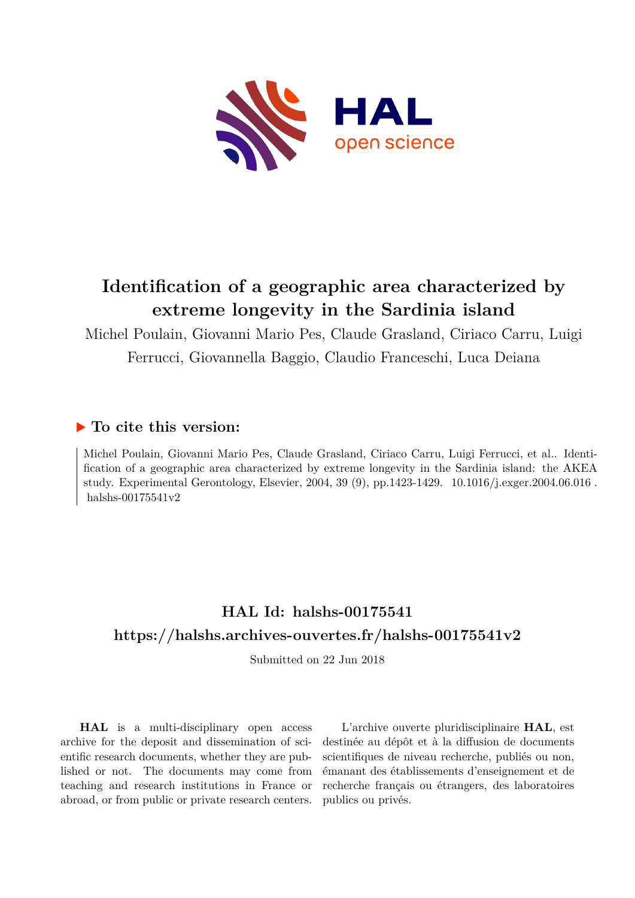# Identification of a geographic area characterized by extreme longevity in the Sardinia island

Michel Poulain, Giovanni Mario Pes, Claude Grasland, Ciriaco Carru, Luigi Ferrucci, Giovannella Baggio, Claudio Franceschi, Luca Deiana

## ▶ To cite this version:

Michel Poulain, Giovanni Mario Pes, Claude Grasland, Ciriaco Carru, Luigi Ferrucci, et al.. Identification of a geographic area characterized by extreme longevity in the Sardinia island: the AKEA study. Experimental Gerontology, Elsevier, 2004, 39 (9), pp.1423-1429. 10.1016/j.exger.2004.06.016. halshs-00175541v2

## HAL Id: halshs-00175541

## https://halshs.archives-ouvertes.fr/halshs-00175541v2

Submitted on 22 Jun 2018

**HAL** is a multi-disciplinary open access archive for the deposit and dissemination of scientific research documents, whether they are published or not. The documents may come from teaching and research institutions in France or abroad, or from public or private research centers.

L'archive ouverte pluridisciplinaire **HAL**, est destinée au dépôt et à la diffusion de documents scientifiques de niveau recherche, publiés ou non, émanant des établissements d'enseignement et de recherche français ou étrangers, des laboratoires publics ou privés.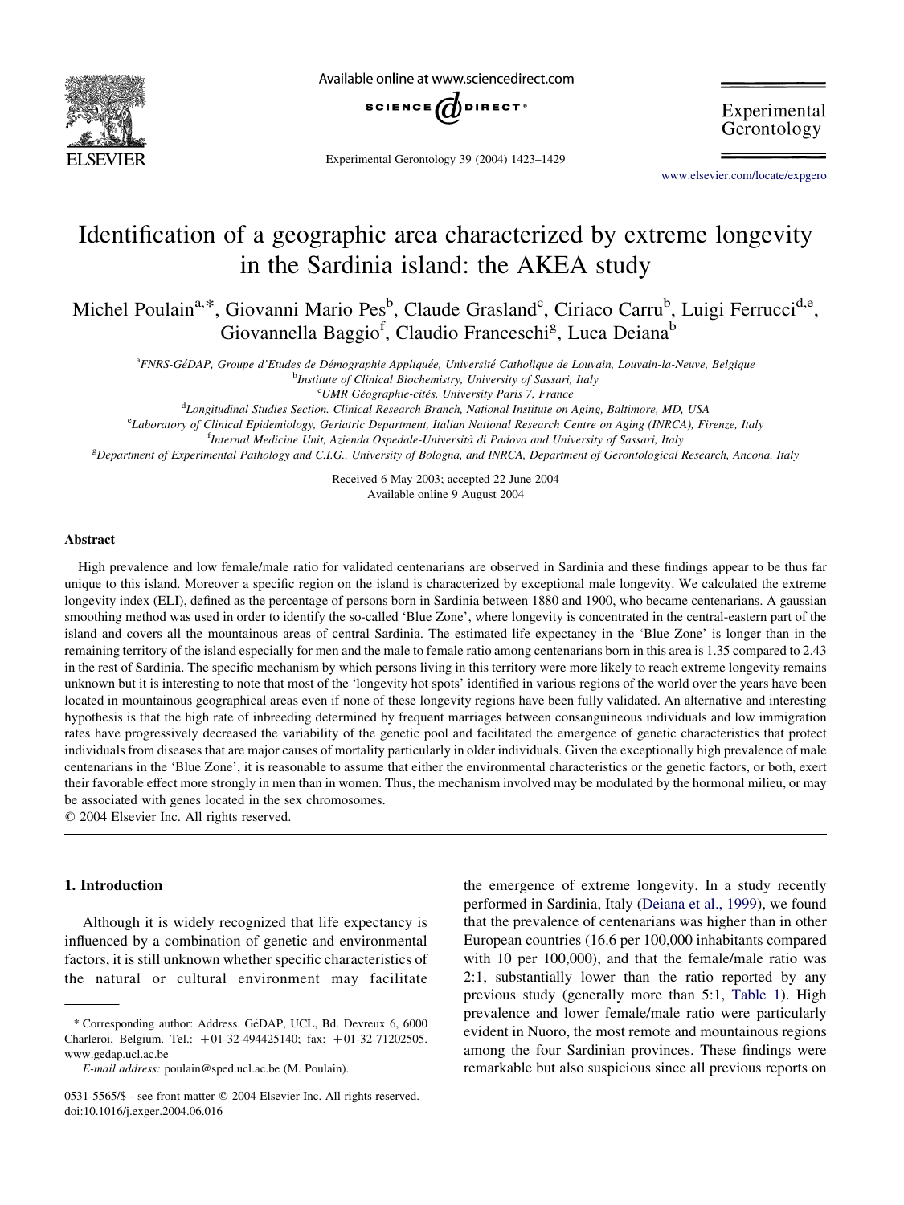# Identification of a geographic area characterized by extreme longevity in the Sardinia island: the AKEA study

Michel Poulain[a,*], Giovanni Mario Pes[b], Claude Grasland[c], Ciriaco Carru[b], Luigi Ferrucci[d,e], Giovannella Baggio[f], Claudio Franceschi[g], Luca Deiana[b]

[a]FNRS-GéDAP, Groupe d'Etudes de Démographie Appliquée, Université Catholique de Louvain, Louvain-la-Neuve, Belgique
[b]Institute of Clinical Biochemistry, University of Sassari, Italy
[c]UMR Géographie-cités, University Paris 7, France
[d]Longitudinal Studies Section. Clinical Research Branch, National Institute on Aging, Baltimore, MD, USA
[e]Laboratory of Clinical Epidemiology, Geriatric Department, Italian National Research Centre on Aging (INRCA), Firenze, Italy
[f]Internal Medicine Unit, Azienda Ospedale-Università di Padova and University of Sassari, Italy
[g]Department of Experimental Pathology and C.I.G., University of Bologna, and INRCA, Department of Gerontological Research, Ancona, Italy

Received 6 May 2003; accepted 22 June 2004
Available online 9 August 2004

## Abstract

High prevalence and low female/male ratio for validated centenarians are observed in Sardinia and these findings appear to be thus far unique to this island. Moreover a specific region on the island is characterized by exceptional male longevity. We calculated the extreme longevity index (ELI), defined as the percentage of persons born in Sardinia between 1880 and 1900, who became centenarians. A gaussian smoothing method was used in order to identify the so-called 'Blue Zone', where longevity is concentrated in the central-eastern part of the island and covers all the mountainous areas of central Sardinia. The estimated life expectancy in the 'Blue Zone' is longer than in the remaining territory of the island especially for men and the male to female ratio among centenarians born in this area is 1.35 compared to 2.43 in the rest of Sardinia. The specific mechanism by which persons living in this territory were more likely to reach extreme longevity remains unknown but it is interesting to note that most of the 'longevity hot spots' identified in various regions of the world over the years have been located in mountainous geographical areas even if none of these longevity regions have been fully validated. An alternative and interesting hypothesis is that the high rate of inbreeding determined by frequent marriages between consanguineous individuals and low immigration rates have progressively decreased the variability of the genetic pool and facilitated the emergence of genetic characteristics that protect individuals from diseases that are major causes of mortality particularly in older individuals. Given the exceptionally high prevalence of male centenarians in the 'Blue Zone', it is reasonable to assume that either the environmental characteristics or the genetic factors, or both, exert their favorable effect more strongly in men than in women. Thus, the mechanism involved may be modulated by the hormonal milieu, or may be associated with genes located in the sex chromosomes.

© 2004 Elsevier Inc. All rights reserved.

## 1. Introduction

Although it is widely recognized that life expectancy is influenced by a combination of genetic and environmental factors, it is still unknown whether specific characteristics of the natural or cultural environment may facilitate the emergence of extreme longevity. In a study recently performed in Sardinia, Italy (Deiana et al., 1999), we found that the prevalence of centenarians was higher than in other European countries (16.6 per 100,000 inhabitants compared with 10 per 100,000), and that the female/male ratio was 2:1, substantially lower than the ratio reported by any previous study (generally more than 5:1, Table 1). High prevalence and lower female/male ratio were particularly evident in Nuoro, the most remote and mountainous regions among the four Sardinian provinces. These findings were remarkable but also suspicious since all previous reports on

* Corresponding author: Address. GéDAP, UCL, Bd. Devreux 6, 6000 Charleroi, Belgium. Tel.: +01-32-494425140; fax: +01-32-71202505. www.gedap.ucl.ac.be

*E-mail address:* poulain@sped.ucl.ac.be (M. Poulain).

0531-5565/$ - see front matter © 2004 Elsevier Inc. All rights reserved.
doi:10.1016/j.exger.2004.06.016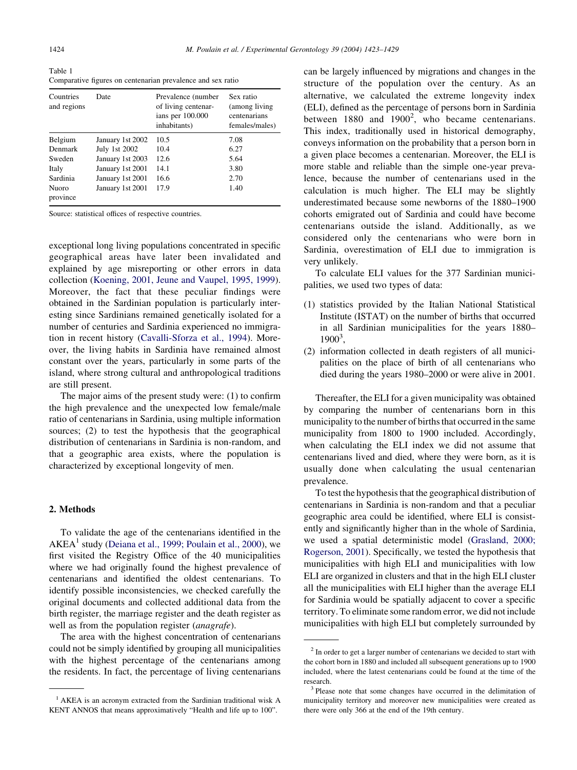Table 1
Comparative figures on centenarian prevalence and sex ratio

| Countries and regions | Date | Prevalence (number of living centenarians per 100.000 inhabitants) | Sex ratio (among living centenarians females/males) |
|---|---|---|---|
| Belgium | January 1st 2002 | 10.5 | 7.08 |
| Denmark | July 1st 2002 | 10.4 | 6.27 |
| Sweden | January 1st 2003 | 12.6 | 5.64 |
| Italy | January 1st 2001 | 14.1 | 3.80 |
| Sardinia | January 1st 2001 | 16.6 | 2.70 |
| Nuoro province | January 1st 2001 | 17.9 | 1.40 |

Source: statistical offices of respective countries.

exceptional long living populations concentrated in specific geographical areas have later been invalidated and explained by age misreporting or other errors in data collection (Koening, 2001, Jeune and Vaupel, 1995, 1999). Moreover, the fact that these peculiar findings were obtained in the Sardinian population is particularly interesting since Sardinians remained genetically isolated for a number of centuries and Sardinia experienced no immigration in recent history (Cavalli-Sforza et al., 1994). Moreover, the living habits in Sardinia have remained almost constant over the years, particularly in some parts of the island, where strong cultural and anthropological traditions are still present.

The major aims of the present study were: (1) to confirm the high prevalence and the unexpected low female/male ratio of centenarians in Sardinia, using multiple information sources; (2) to test the hypothesis that the geographical distribution of centenarians in Sardinia is non-random, and that a geographic area exists, where the population is characterized by exceptional longevity of men.

## 2. Methods

To validate the age of the centenarians identified in the AKEA[1] study (Deiana et al., 1999; Poulain et al., 2000), we first visited the Registry Office of the 40 municipalities where we had originally found the highest prevalence of centenarians and identified the oldest centenarians. To identify possible inconsistencies, we checked carefully the original documents and collected additional data from the birth register, the marriage register and the death register as well as from the population register (*anagrafe*).

The area with the highest concentration of centenarians could not be simply identified by grouping all municipalities with the highest percentage of the centenarians among the residents. In fact, the percentage of living centenarians can be largely influenced by migrations and changes in the structure of the population over the century. As an alternative, we calculated the extreme longevity index (ELI), defined as the percentage of persons born in Sardinia between 1880 and 1900[2], who became centenarians. This index, traditionally used in historical demography, conveys information on the probability that a person born in a given place becomes a centenarian. Moreover, the ELI is more stable and reliable than the simple one-year prevalence, because the number of centenarians used in the calculation is much higher. The ELI may be slightly underestimated because some newborns of the 1880–1900 cohorts emigrated out of Sardinia and could have become centenarians outside the island. Additionally, as we considered only the centenarians who were born in Sardinia, overestimation of ELI due to immigration is very unlikely.

To calculate ELI values for the 377 Sardinian municipalities, we used two types of data:

(1) statistics provided by the Italian National Statistical Institute (ISTAT) on the number of births that occurred in all Sardinian municipalities for the years 1880–1900[3],
(2) information collected in death registers of all municipalities on the place of birth of all centenarians who died during the years 1980–2000 or were alive in 2001.

Thereafter, the ELI for a given municipality was obtained by comparing the number of centenarians born in this municipality to the number of births that occurred in the same municipality from 1800 to 1900 included. Accordingly, when calculating the ELI index we did not assume that centenarians lived and died, where they were born, as it is usually done when calculating the usual centenarian prevalence.

To test the hypothesis that the geographical distribution of centenarians in Sardinia is non-random and that a peculiar geographic area could be identified, where ELI is consistently and significantly higher than in the whole of Sardinia, we used a spatial deterministic model (Grasland, 2000; Rogerson, 2001). Specifically, we tested the hypothesis that municipalities with high ELI and municipalities with low ELI are organized in clusters and that in the high ELI cluster all the municipalities with ELI higher than the average ELI for Sardinia would be spatially adjacent to cover a specific territory. To eliminate some random error, we did not include municipalities with high ELI but completely surrounded by

[1] AKEA is an acronym extracted from the Sardinian traditional wisk A KENT ANNOS that means approximatively "Health and life up to 100".

[2] In order to get a larger number of centenarians we decided to start with the cohort born in 1880 and included all subsequent generations up to 1900 included, where the latest centenarians could be found at the time of the research.

[3] Please note that some changes have occurred in the delimitation of municipality territory and moreover new municipalities were created as there were only 366 at the end of the 19th century.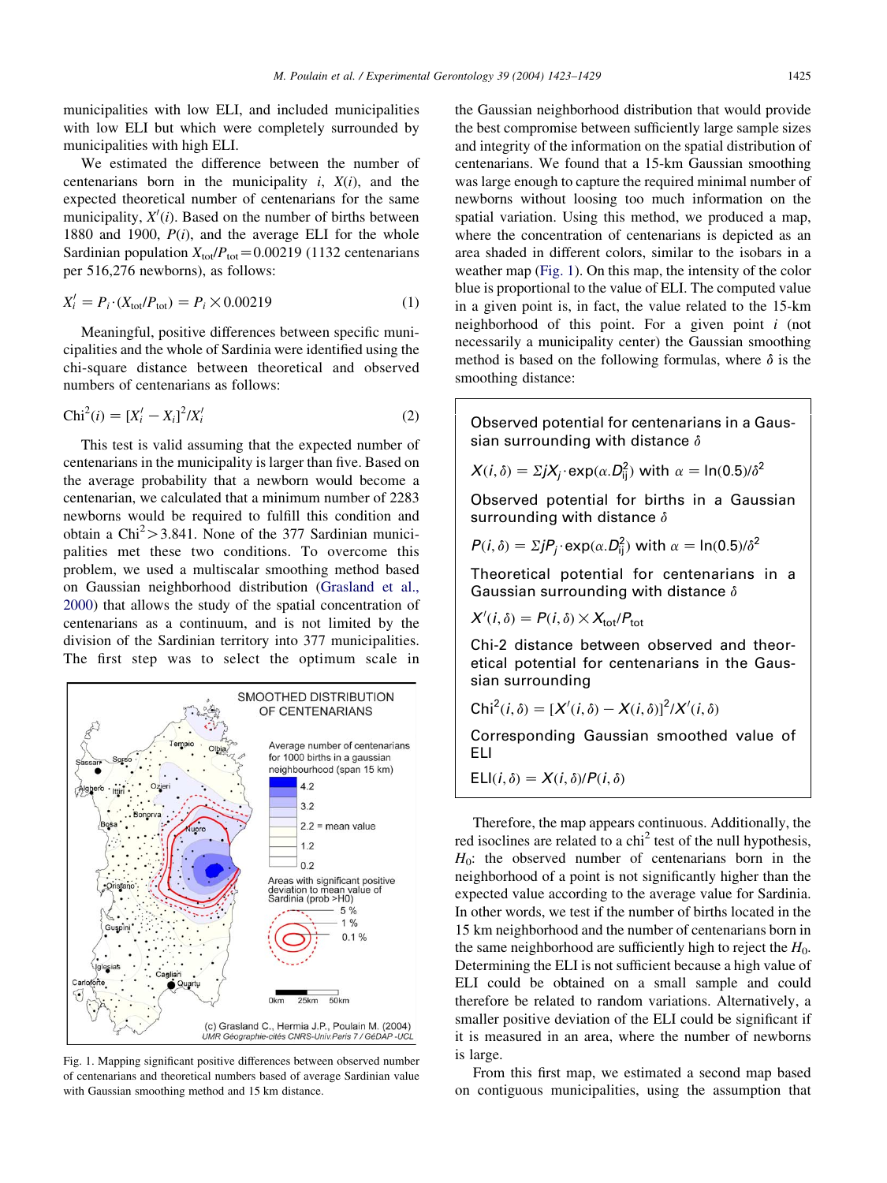municipalities with low ELI, and included municipalities with low ELI but which were completely surrounded by municipalities with high ELI.

We estimated the difference between the number of centenarians born in the municipality $i$, $X(i)$, and the expected theoretical number of centenarians for the same municipality, $X'(i)$. Based on the number of births between 1880 and 1900, $P(i)$, and the average ELI for the whole Sardinian population $X_{tot}/P_{tot}=0.00219$ (1132 centenarians per 516,276 newborns), as follows:

$$X'_i = P_i \cdot (X_{tot}/P_{tot}) = P_i \times 0.00219 \quad (1)$$

Meaningful, positive differences between specific municipalities and the whole of Sardinia were identified using the chi-square distance between theoretical and observed numbers of centenarians as follows:

$$\mathrm{Chi}^2(i) = [X'_i - X_i]^2 / X'_i \quad (2)$$

This test is valid assuming that the expected number of centenarians in the municipality is larger than five. Based on the average probability that a newborn would become a centenarian, we calculated that a minimum number of 2283 newborns would be required to fulfill this condition and obtain a $\mathrm{Chi}^2 > 3.841$. None of the 377 Sardinian municipalities met these two conditions. To overcome this problem, we used a multiscalar smoothing method based on Gaussian neighborhood distribution (Grasland et al., 2000) that allows the study of the spatial concentration of centenarians as a continuum, and is not limited by the division of the Sardinian territory into 377 municipalities. The first step was to select the optimum scale in the Gaussian neighborhood distribution that would provide the best compromise between sufficiently large sample sizes and integrity of the information on the spatial distribution of centenarians. We found that a 15-km Gaussian smoothing was large enough to capture the required minimal number of newborns without loosing too much information on the spatial variation. Using this method, we produced a map, where the concentration of centenarians is depicted as an area shaded in different colors, similar to the isobars in a weather map (Fig. 1). On this map, the intensity of the color blue is proportional to the value of ELI. The computed value in a given point is, in fact, the value related to the 15-km neighborhood of this point. For a given point $i$ (not necessarily a municipality center) the Gaussian smoothing method is based on the following formulas, where $\delta$ is the smoothing distance:

Observed potential for centenarians in a Gaussian surrounding with distance $\delta$

$$X(i,\delta) = \Sigma j X_j \cdot \exp(\alpha . D_{ij}^2) \text{ with } \alpha = \ln(0.5)/\delta^2$$

Observed potential for births in a Gaussian surrounding with distance $\delta$

$$P(i,\delta) = \Sigma j P_j \cdot \exp(\alpha . D_{ij}^2) \text{ with } \alpha = \ln(0.5)/\delta^2$$

Theoretical potential for centenarians in a Gaussian surrounding with distance $\delta$

$$X'(i,\delta) = P(i,\delta) \times X_{tot}/P_{tot}$$

Chi-2 distance between observed and theoretical potential for centenarians in the Gaussian surrounding

$$\mathrm{Chi}^2(i,\delta) = [X'(i,\delta) - X(i,\delta)]^2 / X'(i,\delta)$$

Corresponding Gaussian smoothed value of ELI

$$\mathrm{ELI}(i,\delta) = X(i,\delta)/P(i,\delta)$$

Fig. 1. Mapping significant positive differences between observed number of centenarians and theoretical numbers based of average Sardinian value with Gaussian smoothing method and 15 km distance.

Therefore, the map appears continuous. Additionally, the red isoclines are related to a $\mathrm{chi}^2$ test of the null hypothesis, $H_0$: the observed number of centenarians born in the neighborhood of a point is not significantly higher than the expected value according to the average value for Sardinia. In other words, we test if the number of births located in the 15 km neighborhood and the number of centenarians born in the same neighborhood are sufficiently high to reject the $H_0$. Determining the ELI is not sufficient because a high value of ELI could be obtained on a small sample and could therefore be related to random variations. Alternatively, a smaller positive deviation of the ELI could be significant if it is measured in an area, where the number of newborns is large.

From this first map, we estimated a second map based on contiguous municipalities, using the assumption that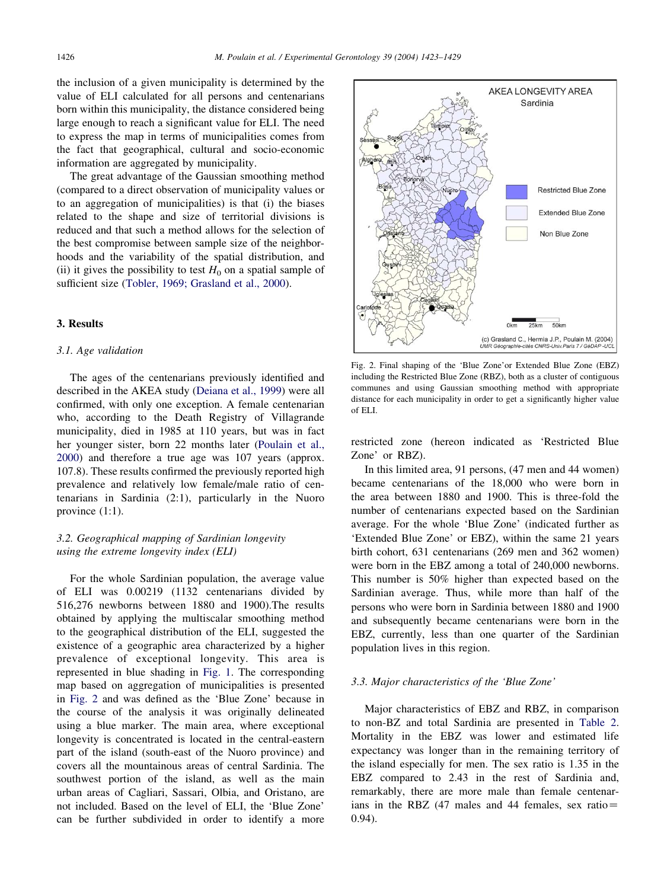the inclusion of a given municipality is determined by the value of ELI calculated for all persons and centenarians born within this municipality, the distance considered being large enough to reach a significant value for ELI. The need to express the map in terms of municipalities comes from the fact that geographical, cultural and socio-economic information are aggregated by municipality.

The great advantage of the Gaussian smoothing method (compared to a direct observation of municipality values or to an aggregation of municipalities) is that (i) the biases related to the shape and size of territorial divisions is reduced and that such a method allows for the selection of the best compromise between sample size of the neighborhoods and the variability of the spatial distribution, and (ii) it gives the possibility to test $H_0$ on a spatial sample of sufficient size (Tobler, 1969; Grasland et al., 2000).

## 3. Results

### 3.1. Age validation

The ages of the centenarians previously identified and described in the AKEA study (Deiana et al., 1999) were all confirmed, with only one exception. A female centenarian who, according to the Death Registry of Villagrande municipality, died in 1985 at 110 years, but was in fact her younger sister, born 22 months later (Poulain et al., 2000) and therefore a true age was 107 years (approx. 107.8). These results confirmed the previously reported high prevalence and relatively low female/male ratio of centenarians in Sardinia (2:1), particularly in the Nuoro province (1:1).

### 3.2. Geographical mapping of Sardinian longevity using the extreme longevity index (ELI)

For the whole Sardinian population, the average value of ELI was 0.00219 (1132 centenarians divided by 516,276 newborns between 1880 and 1900).The results obtained by applying the multiscalar smoothing method to the geographical distribution of the ELI, suggested the existence of a geographic area characterized by a higher prevalence of exceptional longevity. This area is represented in blue shading in Fig. 1. The corresponding map based on aggregation of municipalities is presented in Fig. 2 and was defined as the 'Blue Zone' because in the course of the analysis it was originally delineated using a blue marker. The main area, where exceptional longevity is concentrated is located in the central-eastern part of the island (south-east of the Nuoro province) and covers all the mountainous areas of central Sardinia. The southwest portion of the island, as well as the main urban areas of Cagliari, Sassari, Olbia, and Oristano, are not included. Based on the level of ELI, the 'Blue Zone' can be further subdivided in order to identify a more restricted zone (hereon indicated as 'Restricted Blue Zone' or RBZ).

Fig. 2. Final shaping of the 'Blue Zone'or Extended Blue Zone (EBZ) including the Restricted Blue Zone (RBZ), both as a cluster of contiguous communes and using Gaussian smoothing method with appropriate distance for each municipality in order to get a significantly higher value of ELI.

In this limited area, 91 persons, (47 men and 44 women) became centenarians of the 18,000 who were born in the area between 1880 and 1900. This is three-fold the number of centenarians expected based on the Sardinian average. For the whole 'Blue Zone' (indicated further as 'Extended Blue Zone' or EBZ), within the same 21 years birth cohort, 631 centenarians (269 men and 362 women) were born in the EBZ among a total of 240,000 newborns. This number is 50% higher than expected based on the Sardinian average. Thus, while more than half of the persons who were born in Sardinia between 1880 and 1900 and subsequently became centenarians were born in the EBZ, currently, less than one quarter of the Sardinian population lives in this region.

### 3.3. Major characteristics of the 'Blue Zone'

Major characteristics of EBZ and RBZ, in comparison to non-BZ and total Sardinia are presented in Table 2. Mortality in the EBZ was lower and estimated life expectancy was longer than in the remaining territory of the island especially for men. The sex ratio is 1.35 in the EBZ compared to 2.43 in the rest of Sardinia and, remarkably, there are more male than female centenarians in the RBZ (47 males and 44 females, sex ratio = 0.94).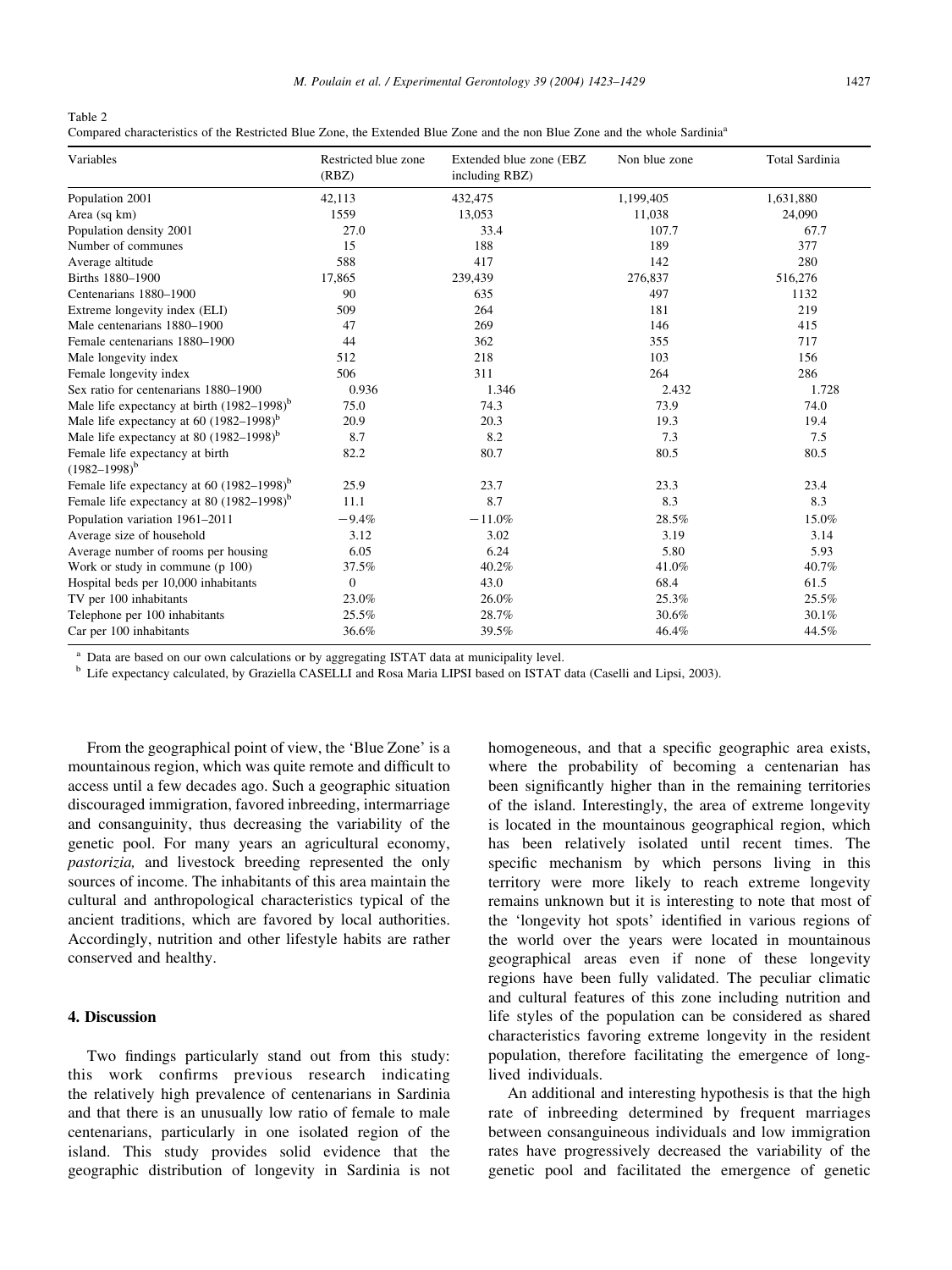Table 2
Compared characteristics of the Restricted Blue Zone, the Extended Blue Zone and the non Blue Zone and the whole Sardinia[a]

| Variables | Restricted blue zone (RBZ) | Extended blue zone (EBZ including RBZ) | Non blue zone | Total Sardinia |
|---|---|---|---|---|
| Population 2001 | 42,113 | 432,475 | 1,199,405 | 1,631,880 |
| Area (sq km) | 1559 | 13,053 | 11,038 | 24,090 |
| Population density 2001 | 27.0 | 33.4 | 107.7 | 67.7 |
| Number of communes | 15 | 188 | 189 | 377 |
| Average altitude | 588 | 417 | 142 | 280 |
| Births 1880–1900 | 17,865 | 239,439 | 276,837 | 516,276 |
| Centenarians 1880–1900 | 90 | 635 | 497 | 1132 |
| Extreme longevity index (ELI) | 509 | 264 | 181 | 219 |
| Male centenarians 1880–1900 | 47 | 269 | 146 | 415 |
| Female centenarians 1880–1900 | 44 | 362 | 355 | 717 |
| Male longevity index | 512 | 218 | 103 | 156 |
| Female longevity index | 506 | 311 | 264 | 286 |
| Sex ratio for centenarians 1880–1900 | 0.936 | 1.346 | 2.432 | 1.728 |
| Male life expectancy at birth (1982–1998)[b] | 75.0 | 74.3 | 73.9 | 74.0 |
| Male life expectancy at 60 (1982–1998)[b] | 20.9 | 20.3 | 19.3 | 19.4 |
| Male life expectancy at 80 (1982–1998)[b] | 8.7 | 8.2 | 7.3 | 7.5 |
| Female life expectancy at birth (1982–1998)[b] | 82.2 | 80.7 | 80.5 | 80.5 |
| Female life expectancy at 60 (1982–1998)[b] | 25.9 | 23.7 | 23.3 | 23.4 |
| Female life expectancy at 80 (1982–1998)[b] | 11.1 | 8.7 | 8.3 | 8.3 |
| Population variation 1961–2011 | −9.4% | −11.0% | 28.5% | 15.0% |
| Average size of household | 3.12 | 3.02 | 3.19 | 3.14 |
| Average number of rooms per housing | 6.05 | 6.24 | 5.80 | 5.93 |
| Work or study in commune (p 100) | 37.5% | 40.2% | 41.0% | 40.7% |
| Hospital beds per 10,000 inhabitants | 0 | 43.0 | 68.4 | 61.5 |
| TV per 100 inhabitants | 23.0% | 26.0% | 25.3% | 25.5% |
| Telephone per 100 inhabitants | 25.5% | 28.7% | 30.6% | 30.1% |
| Car per 100 inhabitants | 36.6% | 39.5% | 46.4% | 44.5% |

[a] Data are based on our own calculations or by aggregating ISTAT data at municipality level.
[b] Life expectancy calculated, by Graziella CASELLI and Rosa Maria LIPSI based on ISTAT data (Caselli and Lipsi, 2003).

From the geographical point of view, the 'Blue Zone' is a mountainous region, which was quite remote and difficult to access until a few decades ago. Such a geographic situation discouraged immigration, favored inbreeding, intermarriage and consanguinity, thus decreasing the variability of the genetic pool. For many years an agricultural economy, *pastorizia,* and livestock breeding represented the only sources of income. The inhabitants of this area maintain the cultural and anthropological characteristics typical of the ancient traditions, which are favored by local authorities. Accordingly, nutrition and other lifestyle habits are rather conserved and healthy.

## 4. Discussion

Two findings particularly stand out from this study: this work confirms previous research indicating the relatively high prevalence of centenarians in Sardinia and that there is an unusually low ratio of female to male centenarians, particularly in one isolated region of the island. This study provides solid evidence that the geographic distribution of longevity in Sardinia is not homogeneous, and that a specific geographic area exists, where the probability of becoming a centenarian has been significantly higher than in the remaining territories of the island. Interestingly, the area of extreme longevity is located in the mountainous geographical region, which has been relatively isolated until recent times. The specific mechanism by which persons living in this territory were more likely to reach extreme longevity remains unknown but it is interesting to note that most of the 'longevity hot spots' identified in various regions of the world over the years were located in mountainous geographical areas even if none of these longevity regions have been fully validated. The peculiar climatic and cultural features of this zone including nutrition and life styles of the population can be considered as shared characteristics favoring extreme longevity in the resident population, therefore facilitating the emergence of long-lived individuals.

An additional and interesting hypothesis is that the high rate of inbreeding determined by frequent marriages between consanguineous individuals and low immigration rates have progressively decreased the variability of the genetic pool and facilitated the emergence of genetic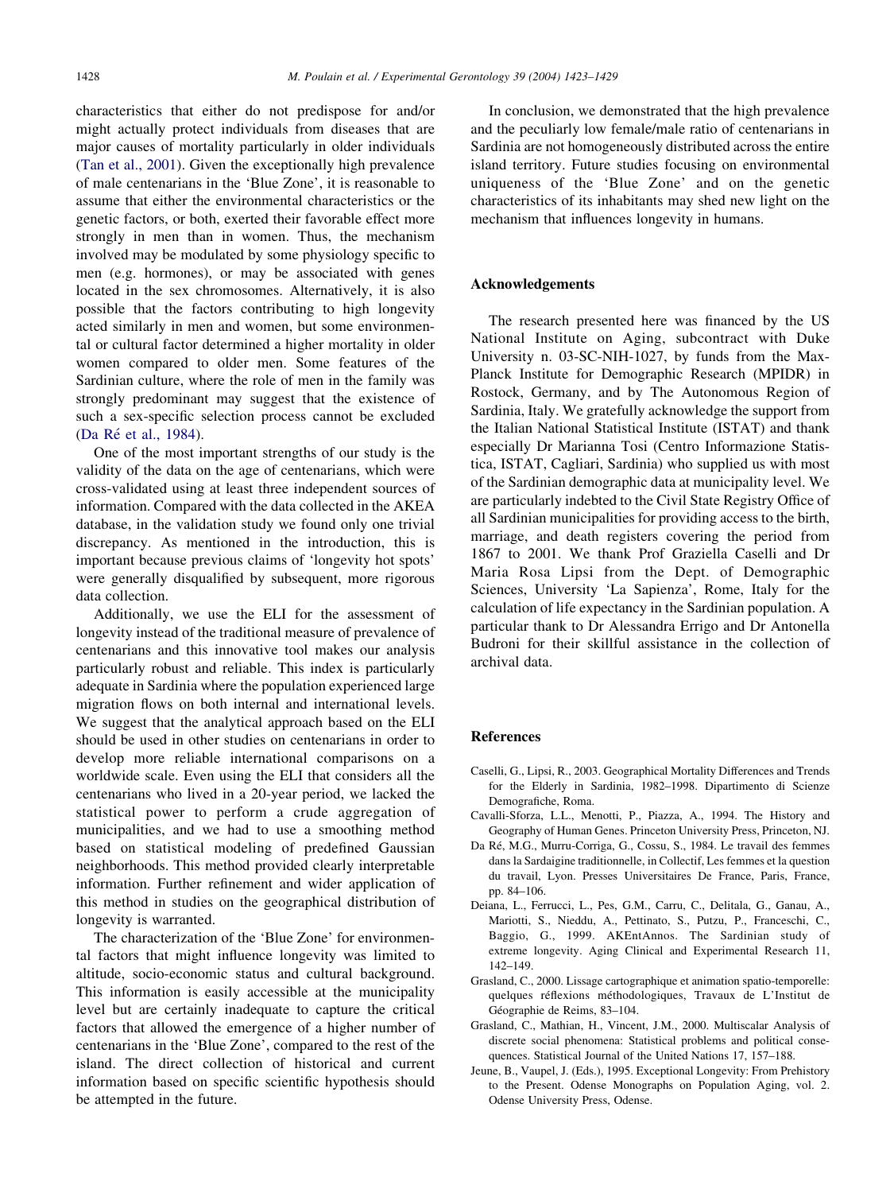characteristics that either do not predispose for and/or might actually protect individuals from diseases that are major causes of mortality particularly in older individuals (Tan et al., 2001). Given the exceptionally high prevalence of male centenarians in the 'Blue Zone', it is reasonable to assume that either the environmental characteristics or the genetic factors, or both, exerted their favorable effect more strongly in men than in women. Thus, the mechanism involved may be modulated by some physiology specific to men (e.g. hormones), or may be associated with genes located in the sex chromosomes. Alternatively, it is also possible that the factors contributing to high longevity acted similarly in men and women, but some environmental or cultural factor determined a higher mortality in older women compared to older men. Some features of the Sardinian culture, where the role of men in the family was strongly predominant may suggest that the existence of such a sex-specific selection process cannot be excluded (Da Ré et al., 1984).

One of the most important strengths of our study is the validity of the data on the age of centenarians, which were cross-validated using at least three independent sources of information. Compared with the data collected in the AKEA database, in the validation study we found only one trivial discrepancy. As mentioned in the introduction, this is important because previous claims of 'longevity hot spots' were generally disqualified by subsequent, more rigorous data collection.

Additionally, we use the ELI for the assessment of longevity instead of the traditional measure of prevalence of centenarians and this innovative tool makes our analysis particularly robust and reliable. This index is particularly adequate in Sardinia where the population experienced large migration flows on both internal and international levels. We suggest that the analytical approach based on the ELI should be used in other studies on centenarians in order to develop more reliable international comparisons on a worldwide scale. Even using the ELI that considers all the centenarians who lived in a 20-year period, we lacked the statistical power to perform a crude aggregation of municipalities, and we had to use a smoothing method based on statistical modeling of predefined Gaussian neighborhoods. This method provided clearly interpretable information. Further refinement and wider application of this method in studies on the geographical distribution of longevity is warranted.

The characterization of the 'Blue Zone' for environmental factors that might influence longevity was limited to altitude, socio-economic status and cultural background. This information is easily accessible at the municipality level but are certainly inadequate to capture the critical factors that allowed the emergence of a higher number of centenarians in the 'Blue Zone', compared to the rest of the island. The direct collection of historical and current information based on specific scientific hypothesis should be attempted in the future.

In conclusion, we demonstrated that the high prevalence and the peculiarly low female/male ratio of centenarians in Sardinia are not homogeneously distributed across the entire island territory. Future studies focusing on environmental uniqueness of the 'Blue Zone' and on the genetic characteristics of its inhabitants may shed new light on the mechanism that influences longevity in humans.

## Acknowledgements

The research presented here was financed by the US National Institute on Aging, subcontract with Duke University n. 03-SC-NIH-1027, by funds from the Max-Planck Institute for Demographic Research (MPIDR) in Rostock, Germany, and by The Autonomous Region of Sardinia, Italy. We gratefully acknowledge the support from the Italian National Statistical Institute (ISTAT) and thank especially Dr Marianna Tosi (Centro Informazione Statistica, ISTAT, Cagliari, Sardinia) who supplied us with most of the Sardinian demographic data at municipality level. We are particularly indebted to the Civil State Registry Office of all Sardinian municipalities for providing access to the birth, marriage, and death registers covering the period from 1867 to 2001. We thank Prof Graziella Caselli and Dr Maria Rosa Lipsi from the Dept. of Demographic Sciences, University 'La Sapienza', Rome, Italy for the calculation of life expectancy in the Sardinian population. A particular thank to Dr Alessandra Errigo and Dr Antonella Budroni for their skillful assistance in the collection of archival data.

## References

Caselli, G., Lipsi, R., 2003. Geographical Mortality Differences and Trends for the Elderly in Sardinia, 1982–1998. Dipartimento di Scienze Demografiche, Roma.

Cavalli-Sforza, L.L., Menotti, P., Piazza, A., 1994. The History and Geography of Human Genes. Princeton University Press, Princeton, NJ.

Da Ré, M.G., Murru-Corriga, G., Cossu, S., 1984. Le travail des femmes dans la Sardaigne traditionnelle, in Collectif, Les femmes et la question du travail, Lyon. Presses Universitaires De France, Paris, France, pp. 84–106.

Deiana, L., Ferrucci, L., Pes, G.M., Carru, C., Delitala, G., Ganau, A., Mariotti, S., Nieddu, A., Pettinato, S., Putzu, P., Franceschi, C., Baggio, G., 1999. AKEntAnnos. The Sardinian study of extreme longevity. Aging Clinical and Experimental Research 11, 142–149.

Grasland, C., 2000. Lissage cartographique et animation spatio-temporelle: quelques réflexions méthodologiques, Travaux de L'Institut de Géographie de Reims, 83–104.

Grasland, C., Mathian, H., Vincent, J.M., 2000. Multiscalar Analysis of discrete social phenomena: Statistical problems and political consequences. Statistical Journal of the United Nations 17, 157–188.

Jeune, B., Vaupel, J. (Eds.), 1995. Exceptional Longevity: From Prehistory to the Present. Odense Monographs on Population Aging, vol. 2. Odense University Press, Odense.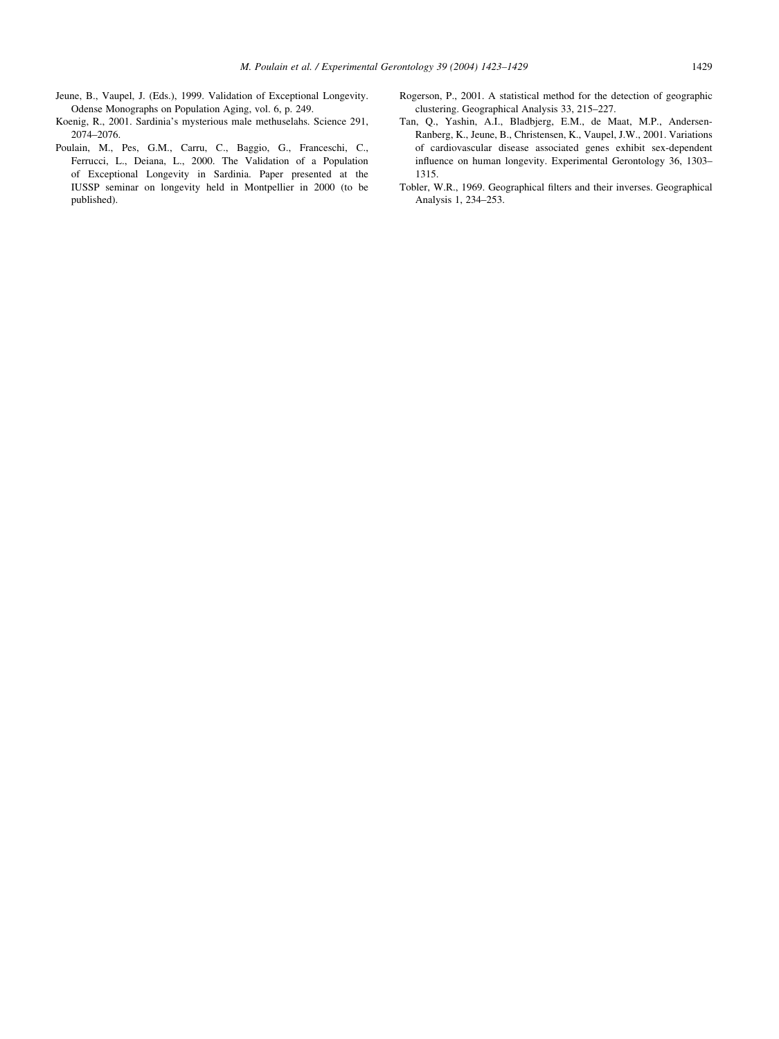Jeune, B., Vaupel, J. (Eds.), 1999. Validation of Exceptional Longevity. Odense Monographs on Population Aging, vol. 6, p. 249.

Koenig, R., 2001. Sardinia's mysterious male methuselahs. Science 291, 2074–2076.

Poulain, M., Pes, G.M., Carru, C., Baggio, G., Franceschi, C., Ferrucci, L., Deiana, L., 2000. The Validation of a Population of Exceptional Longevity in Sardinia. Paper presented at the IUSSP seminar on longevity held in Montpellier in 2000 (to be published).

Rogerson, P., 2001. A statistical method for the detection of geographic clustering. Geographical Analysis 33, 215–227.

Tan, Q., Yashin, A.I., Bladbjerg, E.M., de Maat, M.P., Andersen-Ranberg, K., Jeune, B., Christensen, K., Vaupel, J.W., 2001. Variations of cardiovascular disease associated genes exhibit sex-dependent influence on human longevity. Experimental Gerontology 36, 1303–1315.

Tobler, W.R., 1969. Geographical filters and their inverses. Geographical Analysis 1, 234–253.